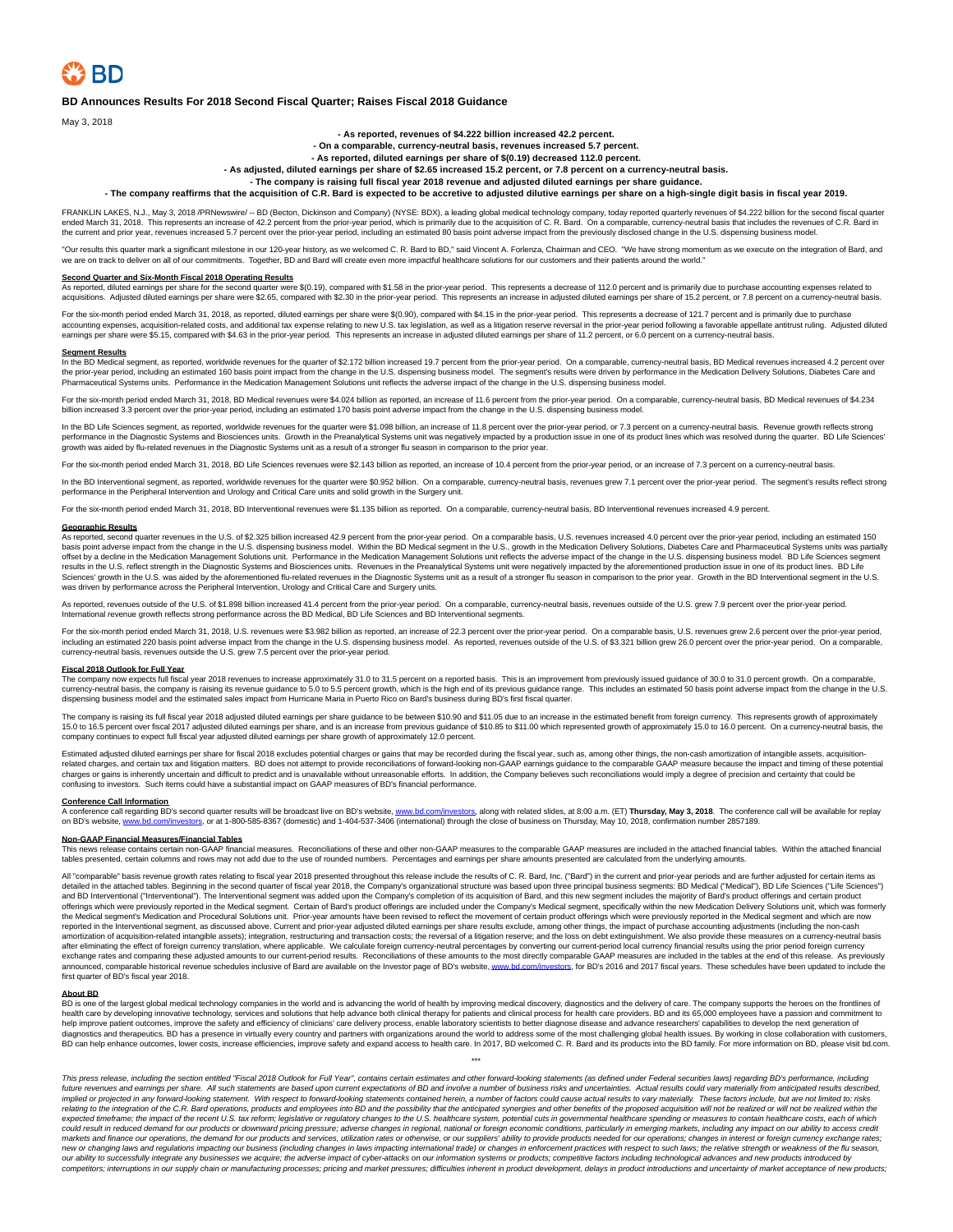BD

# BD Announces Results For 2018 Second Fiscal Quarter; Raises Fiscal 2018 Guidance

May 3, 2018

**- As reported, revenues of $4.222 billion increased 42.2 percent.**

**- On a comparable, currency-neutral basis, revenues increased 5.7 percent.**

**- As reported, diluted earnings per share of $(0.19) decreased 112.0 percent.**

**- As adjusted, diluted earnings per share of $2.65 increased 15.2 percent, or 7.8 percent on a currency-neutral basis.**

**- The company is raising full fiscal year 2018 revenue and adjusted diluted earnings per share guidance.**

**- The company reaffirms that the acquisition of C.R. Bard is expected to be accretive to adjusted dilutive earnings per share on a high-single digit basis in fiscal year 2019.**

FRANKLIN LAKES, N.J., May 3, 2018 /PRNewswire/ -- BD (Becton, Dickinson and Company) (NYSE: BDX), a leading global medical technology company, today reported quarterly revenues of $4.222 billion for the second fiscal quarter ended March 31, 2018. This represents an increase of 42.2 percent from the prior-year period, which is primarily due to the acquisition of C. R. Bard. On a comparable, currency-neutral basis that includes the revenues of C.R. Bard in the current and prior year, revenues increased 5.7 percent over the prior-year period, including an estimated 80 basis point adverse impact from the previously disclosed change in the U.S. dispensing business model.

"Our results this quarter mark a significant milestone in our 120-year history, as we welcomed C. R. Bard to BD," said Vincent A. Forlenza, Chairman and CEO. "We have strong momentum as we execute on the integration of Bard, and we are on track to deliver on all of our commitments. Together, BD and Bard will create even more impactful healthcare solutions for our customers and their patients around the world."

**Second Quarter and Six-Month Fiscal 2018 Operating Results**

As reported, diluted earnings per share for the second quarter were $(0.19), compared with $1.58 in the prior-year period. This represents a decrease of 112.0 percent and is primarily due to purchase accounting expenses related to acquisitions. Adjusted diluted earnings per share were $2.65, compared with $2.30 in the prior-year period. This represents an increase in adjusted diluted earnings per share of 15.2 percent, or 7.8 percent on a currency-neutral basis.

For the six-month period ended March 31, 2018, as reported, diluted earnings per share were $(0.90), compared with $4.15 in the prior-year period. This represents a decrease of 121.7 percent and is primarily due to purchase accounting expenses, acquisition-related costs, and additional tax expense relating to new U.S. tax legislation, as well as a litigation reserve reversal in the prior-year period following a favorable appellate antitrust ruling. Adjusted diluted earnings per share were $5.15, compared with $4.63 in the prior-year period. This represents an increase in adjusted diluted earnings per share of 11.2 percent, or 6.0 percent on a currency-neutral basis.

**Segment Results**

In the BD Medical segment, as reported, worldwide revenues for the quarter of $2.172 billion increased 19.7 percent from the prior-year period. On a comparable, currency-neutral basis, BD Medical revenues increased 4.2 percent over the prior-year period, including an estimated 160 basis point impact from the change in the U.S. dispensing business model. The segment's results were driven by performance in the Medication Delivery Solutions, Diabetes Care and Pharmaceutical Systems units. Performance in the Medication Management Solutions unit reflects the adverse impact of the change in the U.S. dispensing business model.

For the six-month period ended March 31, 2018, BD Medical revenues were $4.024 billion as reported, an increase of 11.6 percent from the prior-year period. On a comparable, currency-neutral basis, BD Medical revenues of $4.234 billion increased 3.3 percent over the prior-year period, including an estimated 170 basis point adverse impact from the change in the U.S. dispensing business model.

In the BD Life Sciences segment, as reported, worldwide revenues for the quarter were $1.098 billion, an increase of 11.8 percent over the prior-year period, or 7.3 percent on a currency-neutral basis. Revenue growth reflects strong performance in the Diagnostic Systems and Biosciences units. Growth in the Preanalytical Systems unit was negatively impacted by a production issue in one of its product lines which was resolved during the quarter. BD Life Sciences' growth was aided by flu-related revenues in the Diagnostic Systems unit as a result of a stronger flu season in comparison to the prior year.

For the six-month period ended March 31, 2018, BD Life Sciences revenues were $2.143 billion as reported, an increase of 10.4 percent from the prior-year period, or an increase of 7.3 percent on a currency-neutral basis.

In the BD Interventional segment, as reported, worldwide revenues for the quarter were $0.952 billion. On a comparable, currency-neutral basis, revenues grew 7.1 percent over the prior-year period. The segment's results reflect strong performance in the Peripheral Intervention and Urology and Critical Care units and solid growth in the Surgery unit.

For the six-month period ended March 31, 2018, BD Interventional revenues were $1.135 billion as reported. On a comparable, currency-neutral basis, BD Interventional revenues increased 4.9 percent.

**Geographic Results**

As reported, second quarter revenues in the U.S. of $2.325 billion increased 42.9 percent from the prior-year period. On a comparable basis, U.S. revenues increased 4.0 percent over the prior-year period, including an estimated 150 basis point adverse impact from the change in the U.S. dispensing business model. Within the BD Medical segment in the U.S., growth in the Medication Delivery Solutions, Diabetes Care and Pharmaceutical Systems units was partially offset by a decline in the Medication Management Solutions unit. Performance in the Medication Management Solutions unit reflects the adverse impact of the change in the U.S. dispensing business model. BD Life Sciences segment results in the U.S. reflect strength in the Diagnostic Systems and Biosciences units. Revenues in the Preanalytical Systems unit were negatively impacted by the aforementioned production issue in one of its product lines. BD Life Sciences' growth in the U.S. was aided by the aforementioned flu-related revenues in the Diagnostic Systems unit as a result of a stronger flu season in comparison to the prior year. Growth in the BD Interventional segment in the U.S. was driven by performance across the Peripheral Intervention, Urology and Critical Care and Surgery units.

As reported, revenues outside of the U.S. of $1.898 billion increased 41.4 percent from the prior-year period. On a comparable, currency-neutral basis, revenues outside of the U.S. grew 7.9 percent over the prior-year period. International revenue growth reflects strong performance across the BD Medical, BD Life Sciences and BD Interventional segments.

For the six-month period ended March 31, 2018, U.S. revenues were $3.982 billion as reported, an increase of 22.3 percent over the prior-year period. On a comparable basis, U.S. revenues grew 2.6 percent over the prior-year period, including an estimated 220 basis point adverse impact from the change in the U.S. dispensing business model. As reported, revenues outside of the U.S. of $3.321 billion grew 26.0 percent over the prior-year period. On a comparable, currency-neutral basis, revenues outside the U.S. grew 7.5 percent over the prior-year period.

**Fiscal 2018 Outlook for Full Year**

The company now expects full fiscal year 2018 revenues to increase approximately 31.0 to 31.5 percent on a reported basis. This is an improvement from previously issued guidance of 30.0 to 31.0 percent growth. On a comparable, currency-neutral basis, the company is raising its revenue guidance to 5.0 to 5.5 percent growth, which is the high end of its previous guidance range. This includes an estimated 50 basis point adverse impact from the change in the U.S. dispensing business model and the estimated sales impact from Hurricane Maria in Puerto Rico on Bard's business during BD's first fiscal quarter.

The company is raising its full fiscal year 2018 adjusted diluted earnings per share guidance to be between $10.90 and $11.05 due to an increase in the estimated benefit from foreign currency. This represents growth of approximately 15.0 to 16.5 percent over fiscal 2017 adjusted diluted earnings per share, and is an increase from previous guidance of $10.85 to $11.00 which represented growth of approximately 15.0 to 16.0 percent. On a currency-neutral basis, the company continues to expect full fiscal year adjusted diluted earnings per share growth of approximately 12.0 percent.

Estimated adjusted diluted earnings per share for fiscal 2018 excludes potential charges or gains that may be recorded during the fiscal year, such as, among other things, the non-cash amortization of intangible assets, acquisition-related charges, and certain tax and litigation matters. BD does not attempt to provide reconciliations of forward-looking non-GAAP earnings guidance to the comparable GAAP measure because the impact and timing of these potential charges or gains is inherently uncertain and difficult to predict and is unavailable without unreasonable efforts. In addition, the Company believes such reconciliations would imply a degree of precision and certainty that could be confusing to investors. Such items could have a substantial impact on GAAP measures of BD's financial performance.

**Conference Call Information**

A conference call regarding BD's second quarter results will be broadcast live on BD's website, www.bd.com/investors, along with related slides, at 8:00 a.m. (ET) **Thursday, May 3, 2018**. The conference call will be available for replay on BD's website, www.bd.com/investors, or at 1-800-585-8367 (domestic) and 1-404-537-3406 (international) through the close of business on Thursday, May 10, 2018, confirmation number 2857189.

**Non-GAAP Financial Measures/Financial Tables**

This news release contains certain non-GAAP financial measures. Reconciliations of these and other non-GAAP measures to the comparable GAAP measures are included in the attached financial tables. Within the attached financial tables presented, certain columns and rows may not add due to the use of rounded numbers. Percentages and earnings per share amounts presented are calculated from the underlying amounts.

All "comparable" basis revenue growth rates relating to fiscal year 2018 presented throughout this release include the results of C. R. Bard, Inc. ("Bard") in the current and prior-year periods and are further adjusted for certain items as detailed in the attached tables. Beginning in the second quarter of fiscal year 2018, the Company's organizational structure was based upon three principal business segments: BD Medical ("Medical"), BD Life Sciences ("Life Sciences") and BD Interventional ("Interventional"). The Interventional segment was added upon the Company's completion of its acquisition of Bard, and this new segment includes the majority of Bard's product offerings and certain product offerings which were previously reported in the Medical segment. Certain of Bard's product offerings are included under the Company's Medical segment, specifically within the new Medication Delivery Solutions unit, which was formerly the Medical segment's Medication and Procedural Solutions unit. Prior-year amounts have been revised to reflect the movement of certain product offerings which were previously reported in the Medical segment and which are now reported in the Interventional segment, as discussed above. Current and prior-year adjusted diluted earnings per share results exclude, among other things, the impact of purchase accounting adjustments (including the non-cash amortization of acquisition-related intangible assets); integration, restructuring and transaction costs; the reversal of a litigation reserve; and the loss on debt extinguishment. We also provide these measures on a currency-neutral basis after eliminating the effect of foreign currency translation, where applicable. We calculate foreign currency-neutral percentages by converting our current-period local currency financial results using the prior period foreign currency exchange rates and comparing these adjusted amounts to our current-period results. Reconciliations of these amounts to the most directly comparable GAAP measures are included in the tables at the end of this release. As previously announced, comparable historical revenue schedules inclusive of Bard are available on the Investor page of BD's website, www.bd.com/investors, for BD's 2016 and 2017 fiscal years. These schedules have been updated to include the first quarter of BD's fiscal year 2018.

**About BD**

BD is one of the largest global medical technology companies in the world and is advancing the world of health by improving medical discovery, diagnostics and the delivery of care. The company supports the heroes on the frontlines of health care by developing innovative technology, services and solutions that help advance both clinical therapy for patients and clinical process for health care providers. BD and its 65,000 employees have a passion and commitment to help improve patient outcomes, improve the safety and efficiency of clinicians' care delivery process, enable laboratory scientists to better diagnose disease and advance researchers' capabilities to develop the next generation of diagnostics and therapeutics. BD has a presence in virtually every country and partners with organizations around the world to address some of the most challenging global health issues. By working in close collaboration with customers, BD can help enhance outcomes, lower costs, increase efficiencies, improve safety and expand access to health care. In 2017, BD welcomed C. R. Bard and its products into the BD family. For more information on BD, please visit bd.com.

***

*This press release, including the section entitled "Fiscal 2018 Outlook for Full Year", contains certain estimates and other forward-looking statements (as defined under Federal securities laws) regarding BD's performance, including future revenues and earnings per share. All such statements are based upon current expectations of BD and involve a number of business risks and uncertainties. Actual results could vary materially from anticipated results described, implied or projected in any forward-looking statement. With respect to forward-looking statements contained herein, a number of factors could cause actual results to vary materially. These factors include, but are not limited to: risks relating to the integration of the C.R. Bard operations, products and employees into BD and the possibility that the anticipated synergies and other benefits of the proposed acquisition will not be realized or will not be realized within the expected timeframe; the impact of the recent U.S. tax reform; legislative or regulatory changes to the U.S. healthcare system, potential cuts in governmental healthcare spending or measures to contain healthcare costs, each of which could result in reduced demand for our products or downward pricing pressure; adverse changes in regional, national or foreign economic conditions, particularly in emerging markets, including any impact on our ability to access credit markets and finance our operations, the demand for our products and services, utilization rates or otherwise, or our suppliers' ability to provide products needed for our operations; changes in interest or foreign currency exchange rates; new or changing laws and regulations impacting our business (including changes in laws impacting international trade) or changes in enforcement practices with respect to such laws; the relative strength or weakness of the flu season, our ability to successfully integrate any businesses we acquire; the adverse impact of cyber-attacks on our information systems or products; competitive factors including technological advances and new products introduced by competitors; interruptions in our supply chain or manufacturing processes; pricing and market pressures; difficulties inherent in product development, delays in product introductions and uncertainty of market acceptance of new products;*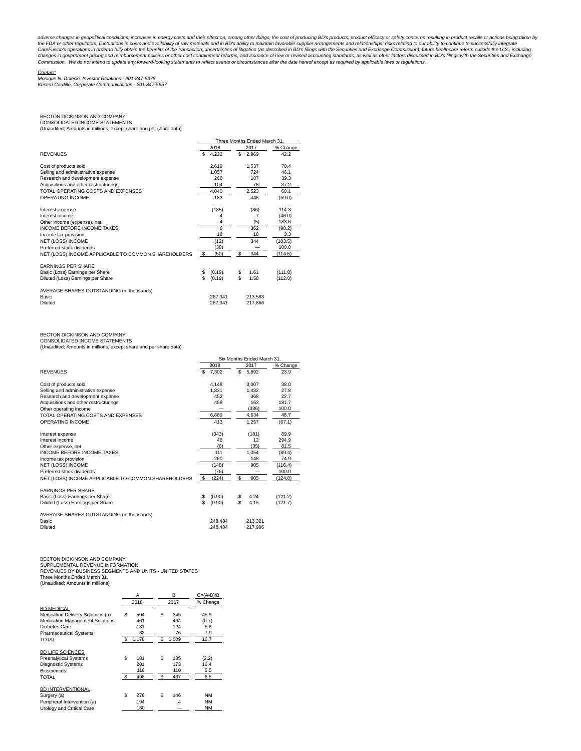*adverse changes in geopolitical conditions; increases in energy costs and their effect on, among other things, the cost of producing BD's products; product efficacy or safety concerns resulting in product recalls or actions being taken by the FDA or other regulators; fluctuations in costs and availability of raw materials and in BD's ability to maintain favorable supplier arrangements and relationships; risks relating to our ability to continue to successfully integrate CareFusion's operations in order to fully obtain the benefits of the transaction; uncertainties of litigation (as described in BD's filings with the Securities and Exchange Commission); future healthcare reform outside the U.S., including changes in government pricing and reimbursement policies or other cost containment reforms; and issuance of new or revised accounting standards, as well as other factors discussed in BD's filings with the Securities and Exchange Commission. We do not intend to update any forward-looking statements to reflect events or circumstances after the date hereof except as required by applicable laws or regulations.*

*Contact:*
*Monique N. Dolecki, Investor Relations - 201-847-5378*
*Kristen Cardillo, Corporate Communications - 201-847-5657*

BECTON DICKINSON AND COMPANY
CONSOLIDATED INCOME STATEMENTS
(Unaudited; Amounts in millions, except share and per share data)

| | Three Months Ended March 31, | | |
|---|---|---|---|
| | 2018 | 2017 | % Change |
| REVENUES | $ 4,222 | $ 2,969 | 42.2 |
| Cost of products sold | 2,619 | 1,537 | 70.4 |
| Selling and administrative expense | 1,057 | 724 | 46.1 |
| Research and development expense | 260 | 187 | 39.3 |
| Acquisitions and other restructurings | 104 | 76 | 37.2 |
| TOTAL OPERATING COSTS AND EXPENSES | 4,040 | 2,523 | 60.1 |
| OPERATING INCOME | 183 | 446 | (59.0) |
| Interest expense | (185) | (86) | 114.3 |
| Interest income | 4 | 7 | (46.0) |
| Other income (expense), net | 4 | (5) | 183.6 |
| INCOME BEFORE INCOME TAXES | 6 | 362 | (98.2) |
| Income tax provision | 18 | 18 | 3.3 |
| NET (LOSS) INCOME | (12) | 344 | (103.5) |
| Preferred stock dividends | (38) | — | 100.0 |
| NET (LOSS) INCOME APPLICABLE TO COMMON SHAREHOLDERS | $ (50) | $ 344 | (114.5) |
| EARNINGS PER SHARE | | | |
| Basic (Loss) Earnings per Share | $ (0.19) | $ 1.61 | (111.8) |
| Diluted (Loss) Earnings per Share | $ (0.19) | $ 1.58 | (112.0) |
| AVERAGE SHARES OUTSTANDING (in thousands) | | | |
| Basic | 267,341 | 213,583 | |
| Diluted | 267,341 | 217,866 | |

BECTON DICKINSON AND COMPANY
CONSOLIDATED INCOME STATEMENTS
(Unaudited; Amounts in millions, except share and per share data)

| | Six Months Ended March 31, | | |
|---|---|---|---|
| | 2018 | 2017 | % Change |
| REVENUES | $ 7,302 | $ 5,892 | 23.9 |
| Cost of products sold | 4,148 | 3,007 | 38.0 |
| Selling and administrative expense | 1,831 | 1,432 | 27.8 |
| Research and development expense | 452 | 368 | 22.7 |
| Acquisitions and other restructurings | 458 | 163 | 181.7 |
| Other operating income | — | (336) | 100.0 |
| TOTAL OPERATING COSTS AND EXPENSES | 6,889 | 4,634 | 48.7 |
| OPERATING INCOME | 413 | 1,257 | (67.1) |
| Interest expense | (343) | (181) | 89.9 |
| Interest income | 48 | 12 | 294.9 |
| Other expense, net | (6) | (35) | 81.5 |
| INCOME BEFORE INCOME TAXES | 111 | 1,054 | (89.4) |
| Income tax provision | 260 | 148 | 74.9 |
| NET (LOSS) INCOME | (148) | 905 | (116.4) |
| Preferred stock dividends | (76) | — | 100.0 |
| NET (LOSS) INCOME APPLICABLE TO COMMON SHAREHOLDERS | $ (224) | $ 905 | (124.8) |
| EARNINGS PER SHARE | | | |
| Basic (Loss) Earnings per Share | $ (0.90) | $ 4.24 | (121.2) |
| Diluted (Loss) Earnings per Share | $ (0.90) | $ 4.15 | (121.7) |
| AVERAGE SHARES OUTSTANDING (in thousands) | | | |
| Basic | 248,484 | 213,321 | |
| Diluted | 248,484 | 217,986 | |

BECTON DICKINSON AND COMPANY
SUPPLEMENTAL REVENUE INFORMATION
REVENUES BY BUSINESS SEGMENTS AND UNITS - UNITED STATES
Three Months Ended March 31,
(Unaudited; Amounts in millions)

| | A | B | C=(A-B)/B |
|---|---|---|---|
| | 2018 | 2017 | % Change |
| BD MEDICAL | | | |
| Medication Delivery Solutions (a) | $ 504 | $ 345 | 45.9 |
| Medication Management Solutions | 461 | 464 | (0.7) |
| Diabetes Care | 131 | 124 | 5.8 |
| Pharmaceutical Systems | 82 | 76 | 7.9 |
| TOTAL | $ 1,178 | $ 1,009 | 16.7 |
| BD LIFE SCIENCES | | | |
| Preanalytical Systems | $ 181 | $ 185 | (2.2) |
| Diagnostic Systems | 201 | 173 | 16.4 |
| Biosciences | 116 | 110 | 5.5 |
| TOTAL | $ 498 | $ 467 | 6.5 |
| BD INTERVENTIONAL | | | |
| Surgery (a) | $ 276 | $ 146 | NM |
| Peripheral Intervention (a) | 194 | 4 | NM |
| Urology and Critical Care | 180 | — | NM |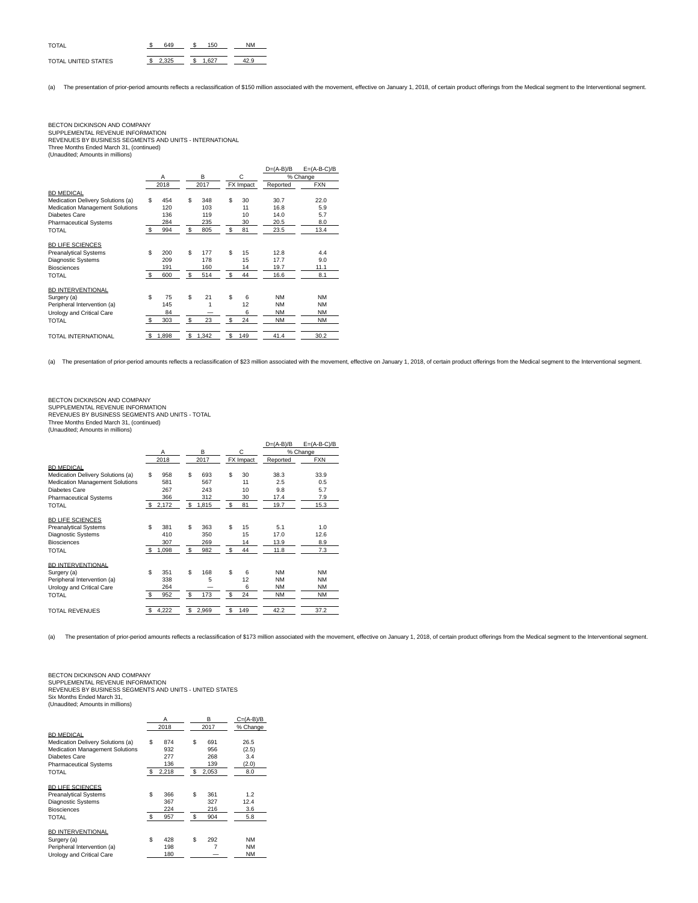| | 2018 | 2017 | % Change |
|---|---|---|---|
| TOTAL | $ 649 | $ 150 | NM |
| TOTAL UNITED STATES | $ 2,325 | $ 1,627 | 42.9 |

(a) The presentation of prior-period amounts reflects a reclassification of $150 million associated with the movement, effective on January 1, 2018, of certain product offerings from the Medical segment to the Interventional segment.

BECTON DICKINSON AND COMPANY
SUPPLEMENTAL REVENUE INFORMATION
REVENUES BY BUSINESS SEGMENTS AND UNITS - INTERNATIONAL
Three Months Ended March 31, (continued)
(Unaudited; Amounts in millions)

| | A | B | C | D=(A-B)/B | E=(A-B-C)/B |
|---|---|---|---|---|---|
| | | | | % Change | |
| | 2018 | 2017 | FX Impact | Reported | FXN |
| BD MEDICAL | | | | | |
| Medication Delivery Solutions (a) | $ 454 | $ 348 | $ 30 | 30.7 | 22.0 |
| Medication Management Solutions | 120 | 103 | 11 | 16.8 | 5.9 |
| Diabetes Care | 136 | 119 | 10 | 14.0 | 5.7 |
| Pharmaceutical Systems | 284 | 235 | 30 | 20.5 | 8.0 |
| TOTAL | $ 994 | $ 805 | $ 81 | 23.5 | 13.4 |
| BD LIFE SCIENCES | | | | | |
| Preanalytical Systems | $ 200 | $ 177 | $ 15 | 12.8 | 4.4 |
| Diagnostic Systems | 209 | 178 | 15 | 17.7 | 9.0 |
| Biosciences | 191 | 160 | 14 | 19.7 | 11.1 |
| TOTAL | $ 600 | $ 514 | $ 44 | 16.6 | 8.1 |
| BD INTERVENTIONAL | | | | | |
| Surgery (a) | $ 75 | $ 21 | $ 6 | NM | NM |
| Peripheral Intervention (a) | 145 | 1 | 12 | NM | NM |
| Urology and Critical Care | 84 | — | 6 | NM | NM |
| TOTAL | $ 303 | $ 23 | $ 24 | NM | NM |
| TOTAL INTERNATIONAL | $ 1,898 | $ 1,342 | $ 149 | 41.4 | 30.2 |

(a) The presentation of prior-period amounts reflects a reclassification of $23 million associated with the movement, effective on January 1, 2018, of certain product offerings from the Medical segment to the Interventional segment.

BECTON DICKINSON AND COMPANY
SUPPLEMENTAL REVENUE INFORMATION
REVENUES BY BUSINESS SEGMENTS AND UNITS - TOTAL
Three Months Ended March 31, (continued)
(Unaudited; Amounts in millions)

| | A | B | C | D=(A-B)/B | E=(A-B-C)/B |
|---|---|---|---|---|---|
| | | | | % Change | |
| | 2018 | 2017 | FX Impact | Reported | FXN |
| BD MEDICAL | | | | | |
| Medication Delivery Solutions (a) | $ 958 | $ 693 | $ 30 | 38.3 | 33.9 |
| Medication Management Solutions | 581 | 567 | 11 | 2.5 | 0.5 |
| Diabetes Care | 267 | 243 | 10 | 9.8 | 5.7 |
| Pharmaceutical Systems | 366 | 312 | 30 | 17.4 | 7.9 |
| TOTAL | $ 2,172 | $ 1,815 | $ 81 | 19.7 | 15.3 |
| BD LIFE SCIENCES | | | | | |
| Preanalytical Systems | $ 381 | $ 363 | $ 15 | 5.1 | 1.0 |
| Diagnostic Systems | 410 | 350 | 15 | 17.0 | 12.6 |
| Biosciences | 307 | 269 | 14 | 13.9 | 8.9 |
| TOTAL | $ 1,098 | $ 982 | $ 44 | 11.8 | 7.3 |
| BD INTERVENTIONAL | | | | | |
| Surgery (a) | $ 351 | $ 168 | $ 6 | NM | NM |
| Peripheral Intervention (a) | 338 | 5 | 12 | NM | NM |
| Urology and Critical Care | 264 | — | 6 | NM | NM |
| TOTAL | $ 952 | $ 173 | $ 24 | NM | NM |
| TOTAL REVENUES | $ 4,222 | $ 2,969 | $ 149 | 42.2 | 37.2 |

(a) The presentation of prior-period amounts reflects a reclassification of $173 million associated with the movement, effective on January 1, 2018, of certain product offerings from the Medical segment to the Interventional segment.

BECTON DICKINSON AND COMPANY
SUPPLEMENTAL REVENUE INFORMATION
REVENUES BY BUSINESS SEGMENTS AND UNITS - UNITED STATES
Six Months Ended March 31,
(Unaudited; Amounts in millions)

| | A | B | C=(A-B)/B |
|---|---|---|---|
| | 2018 | 2017 | % Change |
| BD MEDICAL | | | |
| Medication Delivery Solutions (a) | $ 874 | $ 691 | 26.5 |
| Medication Management Solutions | 932 | 956 | (2.5) |
| Diabetes Care | 277 | 268 | 3.4 |
| Pharmaceutical Systems | 136 | 139 | (2.0) |
| TOTAL | $ 2,218 | $ 2,053 | 8.0 |
| BD LIFE SCIENCES | | | |
| Preanalytical Systems | $ 366 | $ 361 | 1.2 |
| Diagnostic Systems | 367 | 327 | 12.4 |
| Biosciences | 224 | 216 | 3.6 |
| TOTAL | $ 957 | $ 904 | 5.8 |
| BD INTERVENTIONAL | | | |
| Surgery (a) | $ 428 | $ 292 | NM |
| Peripheral Intervention (a) | 198 | 7 | NM |
| Urology and Critical Care | 180 | — | NM |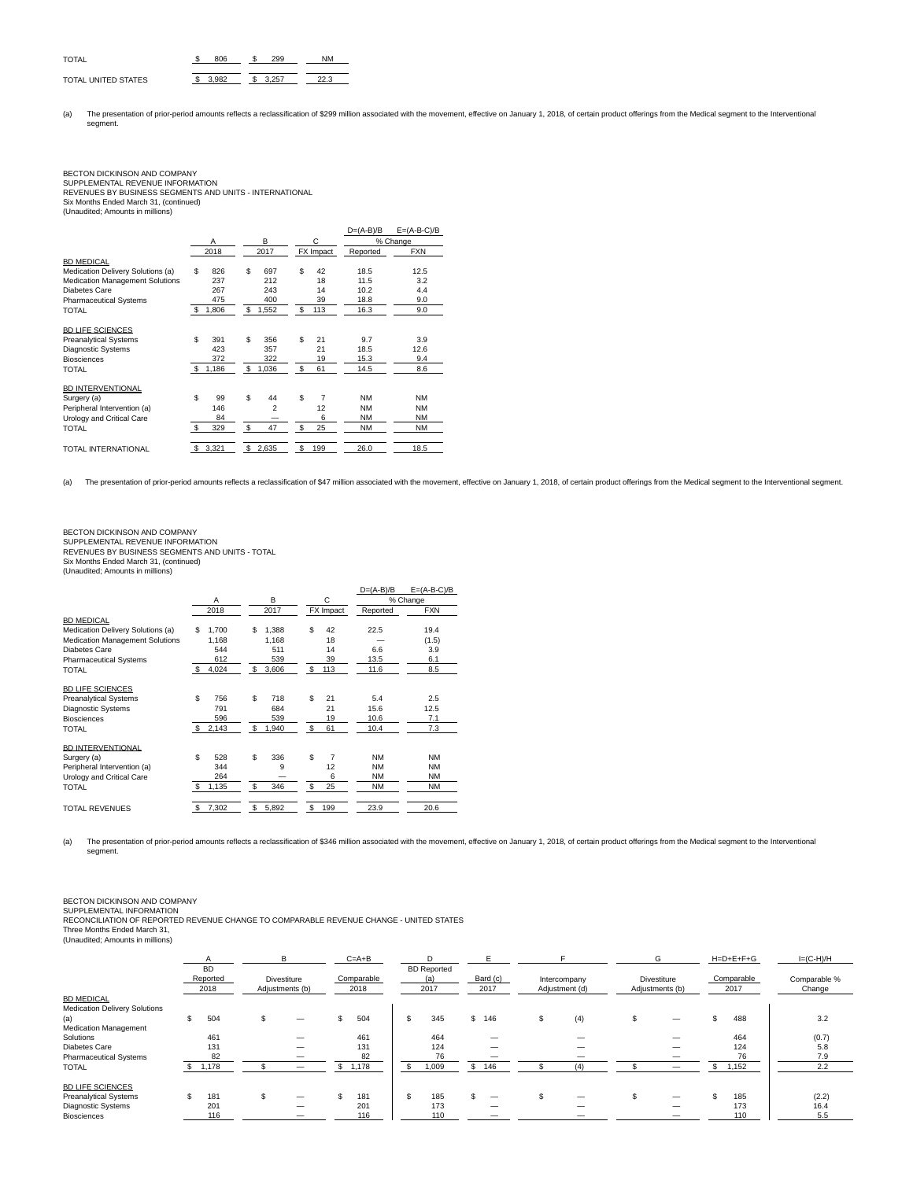| | | | |
|---|---|---|---|
| TOTAL | $ 806 | $ 299 | NM |
| TOTAL UNITED STATES | $ 3,982 | $ 3,257 | 22.3 |

(a) The presentation of prior-period amounts reflects a reclassification of $299 million associated with the movement, effective on January 1, 2018, of certain product offerings from the Medical segment to the Interventional segment.

BECTON DICKINSON AND COMPANY
SUPPLEMENTAL REVENUE INFORMATION
REVENUES BY BUSINESS SEGMENTS AND UNITS - INTERNATIONAL
Six Months Ended March 31, (continued)
(Unaudited; Amounts in millions)

| | A | B | C | D=(A-B)/B | E=(A-B-C)/B |
|---|---|---|---|---|---|
| | | | | % Change | |
| | 2018 | 2017 | FX Impact | Reported | FXN |
| BD MEDICAL | | | | | |
| Medication Delivery Solutions (a) | $ 826 | $ 697 | $ 42 | 18.5 | 12.5 |
| Medication Management Solutions | 237 | 212 | 18 | 11.5 | 3.2 |
| Diabetes Care | 267 | 243 | 14 | 10.2 | 4.4 |
| Pharmaceutical Systems | 475 | 400 | 39 | 18.8 | 9.0 |
| TOTAL | $ 1,806 | $ 1,552 | $ 113 | 16.3 | 9.0 |
| BD LIFE SCIENCES | | | | | |
| Preanalytical Systems | $ 391 | $ 356 | $ 21 | 9.7 | 3.9 |
| Diagnostic Systems | 423 | 357 | 21 | 18.5 | 12.6 |
| Biosciences | 372 | 322 | 19 | 15.3 | 9.4 |
| TOTAL | $ 1,186 | $ 1,036 | $ 61 | 14.5 | 8.6 |
| BD INTERVENTIONAL | | | | | |
| Surgery (a) | $ 99 | $ 44 | $ 7 | NM | NM |
| Peripheral Intervention (a) | 146 | 2 | 12 | NM | NM |
| Urology and Critical Care | 84 | — | 6 | NM | NM |
| TOTAL | $ 329 | $ 47 | $ 25 | NM | NM |
| TOTAL INTERNATIONAL | $ 3,321 | $ 2,635 | $ 199 | 26.0 | 18.5 |

(a) The presentation of prior-period amounts reflects a reclassification of $47 million associated with the movement, effective on January 1, 2018, of certain product offerings from the Medical segment to the Interventional segment.

BECTON DICKINSON AND COMPANY
SUPPLEMENTAL REVENUE INFORMATION
REVENUES BY BUSINESS SEGMENTS AND UNITS - TOTAL
Six Months Ended March 31, (continued)
(Unaudited; Amounts in millions)

| | A | B | C | D=(A-B)/B | E=(A-B-C)/B |
|---|---|---|---|---|---|
| | | | | % Change | |
| | 2018 | 2017 | FX Impact | Reported | FXN |
| BD MEDICAL | | | | | |
| Medication Delivery Solutions (a) | $ 1,700 | $ 1,388 | $ 42 | 22.5 | 19.4 |
| Medication Management Solutions | 1,168 | 1,168 | 18 | — | (1.5) |
| Diabetes Care | 544 | 511 | 14 | 6.6 | 3.9 |
| Pharmaceutical Systems | 612 | 539 | 39 | 13.5 | 6.1 |
| TOTAL | $ 4,024 | $ 3,606 | $ 113 | 11.6 | 8.5 |
| BD LIFE SCIENCES | | | | | |
| Preanalytical Systems | $ 756 | $ 718 | $ 21 | 5.4 | 2.5 |
| Diagnostic Systems | 791 | 684 | 21 | 15.6 | 12.5 |
| Biosciences | 596 | 539 | 19 | 10.6 | 7.1 |
| TOTAL | $ 2,143 | $ 1,940 | $ 61 | 10.4 | 7.3 |
| BD INTERVENTIONAL | | | | | |
| Surgery (a) | $ 528 | $ 336 | $ 7 | NM | NM |
| Peripheral Intervention (a) | 344 | 9 | 12 | NM | NM |
| Urology and Critical Care | 264 | — | 6 | NM | NM |
| TOTAL | $ 1,135 | $ 346 | $ 25 | NM | NM |
| TOTAL REVENUES | $ 7,302 | $ 5,892 | $ 199 | 23.9 | 20.6 |

(a) The presentation of prior-period amounts reflects a reclassification of $346 million associated with the movement, effective on January 1, 2018, of certain product offerings from the Medical segment to the Interventional segment.

BECTON DICKINSON AND COMPANY
SUPPLEMENTAL INFORMATION
RECONCILIATION OF REPORTED REVENUE CHANGE TO COMPARABLE REVENUE CHANGE - UNITED STATES
Three Months Ended March 31,
(Unaudited; Amounts in millions)

| | A | B | C=A+B | D | E | F | G | H=D+E+F+G | I=(C-H)/H |
|---|---|---|---|---|---|---|---|---|---|
| | BD Reported 2018 | Divestiture Adjustments (b) | Comparable 2018 | BD Reported (a) 2017 | Bard (c) 2017 | Intercompany Adjustment (d) | Divestiture Adjustments (b) | Comparable 2017 | Comparable % Change |
| BD MEDICAL | | | | | | | | | |
| Medication Delivery Solutions (a) | $ 504 | $ — | $ 504 | $ 345 | $ 146 | $ (4) | $ — | $ 488 | 3.2 |
| Medication Management Solutions | 461 | — | 461 | 464 | — | — | — | 464 | (0.7) |
| Diabetes Care | 131 | — | 131 | 124 | — | — | — | 124 | 5.8 |
| Pharmaceutical Systems | 82 | — | 82 | 76 | — | — | — | 76 | 7.9 |
| TOTAL | $ 1,178 | $ — | $ 1,178 | $ 1,009 | $ 146 | $ (4) | $ — | $ 1,152 | 2.2 |
| BD LIFE SCIENCES | | | | | | | | | |
| Preanalytical Systems | $ 181 | $ — | $ 181 | $ 185 | $ — | $ — | $ — | $ 185 | (2.2) |
| Diagnostic Systems | 201 | — | 201 | 173 | — | — | — | 173 | 16.4 |
| Biosciences | 116 | — | 116 | 110 | — | — | — | 110 | 5.5 |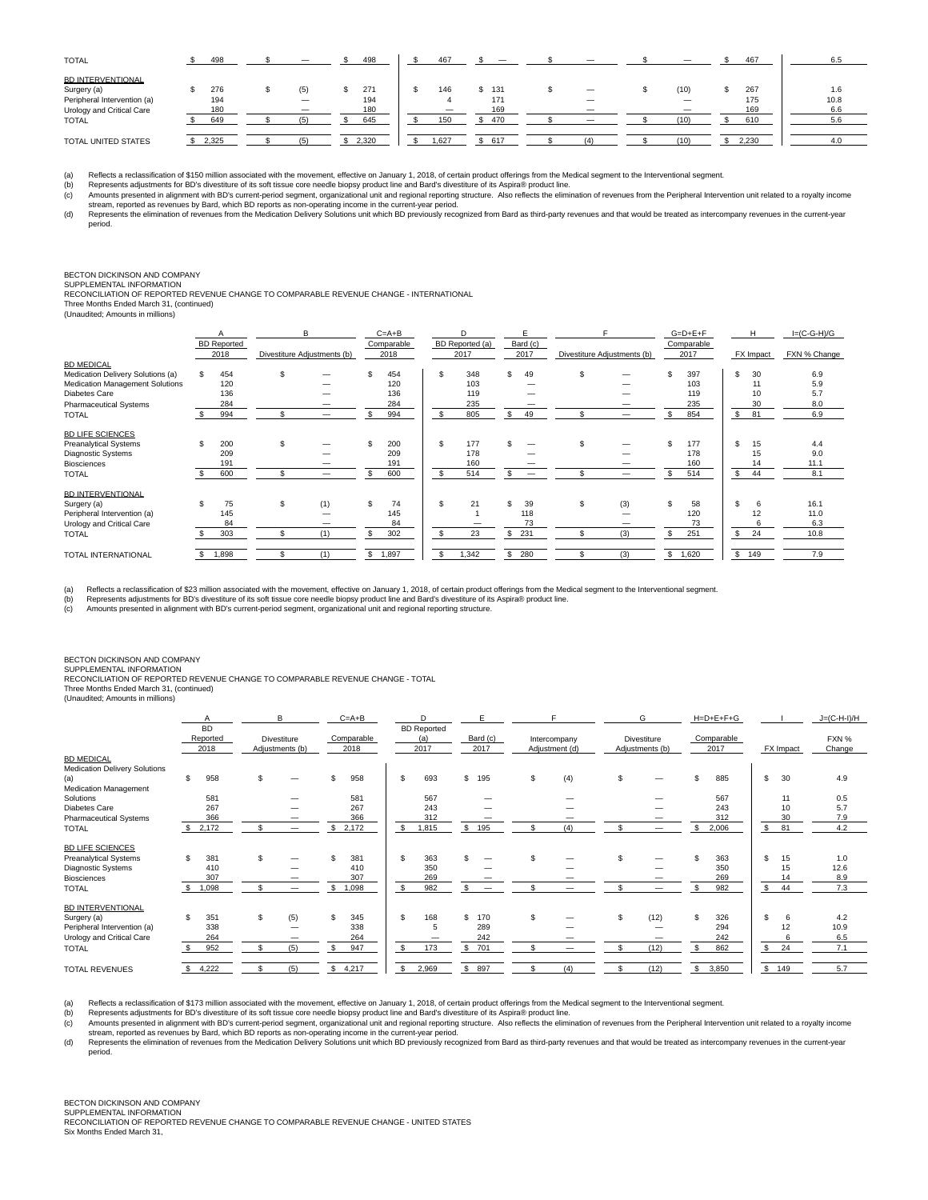| | | | | | | | | | |
|---|---|---|---|---|---|---|---|---|---|
| TOTAL | $ 498 | $ — | $ 498 | $ 467 | $ — | $ — | $ — | $ 467 | 6.5 |
| **BD INTERVENTIONAL** | | | | | | | | | |
| Surgery (a) | $ 276 | $ (5) | $ 271 | $ 146 | $ 131 | $ — | $ (10) | $ 267 | 1.6 |
| Peripheral Intervention (a) | 194 | — | 194 | 4 | 171 | — | — | 175 | 10.8 |
| Urology and Critical Care | 180 | — | 180 | — | 169 | — | — | 169 | 6.6 |
| TOTAL | $ 649 | $ (5) | $ 645 | $ 150 | $ 470 | $ — | $ (10) | $ 610 | 5.6 |
| TOTAL UNITED STATES | $ 2,325 | $ (5) | $ 2,320 | $ 1,627 | $ 617 | $ (4) | $ (10) | $ 2,230 | 4.0 |

(a) Reflects a reclassification of $150 million associated with the movement, effective on January 1, 2018, of certain product offerings from the Medical segment to the Interventional segment.
(b) Represents adjustments for BD's divestiture of its soft tissue core needle biopsy product line and Bard's divestiture of its Aspira® product line.
(c) Amounts presented in alignment with BD's current-period segment, organizational unit and regional reporting structure. Also reflects the elimination of revenues from the Peripheral Intervention unit related to a royalty income stream, reported as revenues by Bard, which BD reports as non-operating income in the current-year period.
(d) Represents the elimination of revenues from the Medication Delivery Solutions unit which BD previously recognized from Bard as third-party revenues and that would be treated as intercompany revenues in the current-year period.

BECTON DICKINSON AND COMPANY
SUPPLEMENTAL INFORMATION
RECONCILIATION OF REPORTED REVENUE CHANGE TO COMPARABLE REVENUE CHANGE - INTERNATIONAL
Three Months Ended March 31, (continued)
(Unaudited; Amounts in millions)

| | A | B | C=A+B | D | E | F | G=D+E+F | H | I=(C-G-H)/G |
|---|---|---|---|---|---|---|---|---|---|
| | BD Reported 2018 | Divestiture Adjustments (b) | Comparable 2018 | BD Reported (a) 2017 | Bard (c) 2017 | Divestiture Adjustments (b) | Comparable 2017 | FX Impact | FXN % Change |
| **BD MEDICAL** | | | | | | | | | |
| Medication Delivery Solutions (a) | $ 454 | $ — | $ 454 | $ 348 | $ 49 | $ — | $ 397 | $ 30 | 6.9 |
| Medication Management Solutions | 120 | — | 120 | 103 | — | — | 103 | 11 | 5.9 |
| Diabetes Care | 136 | — | 136 | 119 | — | — | 119 | 10 | 5.7 |
| Pharmaceutical Systems | 284 | — | 284 | 235 | — | — | 235 | 30 | 8.0 |
| TOTAL | $ 994 | $ — | $ 994 | $ 805 | $ 49 | $ — | $ 854 | $ 81 | 6.9 |
| **BD LIFE SCIENCES** | | | | | | | | | |
| Preanalytical Systems | $ 200 | $ — | $ 200 | $ 177 | $ — | $ — | $ 177 | $ 15 | 4.4 |
| Diagnostic Systems | 209 | — | 209 | 178 | — | — | 178 | 15 | 9.0 |
| Biosciences | 191 | — | 191 | 160 | — | — | 160 | 14 | 11.1 |
| TOTAL | $ 600 | $ — | $ 600 | $ 514 | $ — | $ — | $ 514 | $ 44 | 8.1 |
| **BD INTERVENTIONAL** | | | | | | | | | |
| Surgery (a) | $ 75 | $ (1) | $ 74 | $ 21 | $ 39 | $ (3) | $ 58 | $ 6 | 16.1 |
| Peripheral Intervention (a) | 145 | — | 145 | 1 | 118 | — | 120 | 12 | 11.0 |
| Urology and Critical Care | 84 | — | 84 | — | 73 | — | 73 | 6 | 6.3 |
| TOTAL | $ 303 | $ (1) | $ 302 | $ 23 | $ 231 | $ (3) | $ 251 | $ 24 | 10.8 |
| TOTAL INTERNATIONAL | $ 1,898 | $ (1) | $ 1,897 | $ 1,342 | $ 280 | $ (3) | $ 1,620 | $ 149 | 7.9 |

(a) Reflects a reclassification of $23 million associated with the movement, effective on January 1, 2018, of certain product offerings from the Medical segment to the Interventional segment.
(b) Represents adjustments for BD's divestiture of its soft tissue core needle biopsy product line and Bard's divestiture of its Aspira® product line.
(c) Amounts presented in alignment with BD's current-period segment, organizational unit and regional reporting structure.

BECTON DICKINSON AND COMPANY
SUPPLEMENTAL INFORMATION
RECONCILIATION OF REPORTED REVENUE CHANGE TO COMPARABLE REVENUE CHANGE - TOTAL
Three Months Ended March 31, (continued)
(Unaudited; Amounts in millions)

| | A | B | C=A+B | D | E | F | G | H=D+E+F+G | I | J=(C-H-I)/H |
|---|---|---|---|---|---|---|---|---|---|---|
| | BD Reported 2018 | Divestiture Adjustments (b) | Comparable 2018 | BD Reported (a) 2017 | Bard (c) 2017 | Intercompany Adjustment (d) | Divestiture Adjustments (b) | Comparable 2017 | FX Impact | FXN % Change |
| **BD MEDICAL** | | | | | | | | | | |
| Medication Delivery Solutions (a) | $ 958 | $ — | $ 958 | $ 693 | $ 195 | $ (4) | $ — | $ 885 | $ 30 | 4.9 |
| Medication Management Solutions | 581 | — | 581 | 567 | — | — | — | 567 | 11 | 0.5 |
| Diabetes Care | 267 | — | 267 | 243 | — | — | — | 243 | 10 | 5.7 |
| Pharmaceutical Systems | 366 | — | 366 | 312 | — | — | — | 312 | 30 | 7.9 |
| TOTAL | $ 2,172 | $ — | $ 2,172 | $ 1,815 | $ 195 | $ (4) | $ — | $ 2,006 | $ 81 | 4.2 |
| **BD LIFE SCIENCES** | | | | | | | | | | |
| Preanalytical Systems | $ 381 | $ — | $ 381 | $ 363 | $ — | $ — | $ — | $ 363 | $ 15 | 1.0 |
| Diagnostic Systems | 410 | — | 410 | 350 | — | — | — | 350 | 15 | 12.6 |
| Biosciences | 307 | — | 307 | 269 | — | — | — | 269 | 14 | 8.9 |
| TOTAL | $ 1,098 | $ — | $ 1,098 | $ 982 | $ — | $ — | $ — | $ 982 | $ 44 | 7.3 |
| **BD INTERVENTIONAL** | | | | | | | | | | |
| Surgery (a) | $ 351 | $ (5) | $ 345 | $ 168 | $ 170 | $ — | $ (12) | $ 326 | $ 6 | 4.2 |
| Peripheral Intervention (a) | 338 | — | 338 | 5 | 289 | — | — | 294 | 12 | 10.9 |
| Urology and Critical Care | 264 | — | 264 | — | 242 | — | — | 242 | 6 | 6.5 |
| TOTAL | $ 952 | $ (5) | $ 947 | $ 173 | $ 701 | $ — | $ (12) | $ 862 | $ 24 | 7.1 |
| TOTAL REVENUES | $ 4,222 | $ (5) | $ 4,217 | $ 2,969 | $ 897 | $ (4) | $ (12) | $ 3,850 | $ 149 | 5.7 |

(a) Reflects a reclassification of $173 million associated with the movement, effective on January 1, 2018, of certain product offerings from the Medical segment to the Interventional segment.
(b) Represents adjustments for BD's divestiture of its soft tissue core needle biopsy product line and Bard's divestiture of its Aspira® product line.
(c) Amounts presented in alignment with BD's current-period segment, organizational unit and regional reporting structure. Also reflects the elimination of revenues from the Peripheral Intervention unit related to a royalty income stream, reported as revenues by Bard, which BD reports as non-operating income in the current-year period.
(d) Represents the elimination of revenues from the Medication Delivery Solutions unit which BD previously recognized from Bard as third-party revenues and that would be treated as intercompany revenues in the current-year period.

BECTON DICKINSON AND COMPANY
SUPPLEMENTAL INFORMATION
RECONCILIATION OF REPORTED REVENUE CHANGE TO COMPARABLE REVENUE CHANGE - UNITED STATES
Six Months Ended March 31,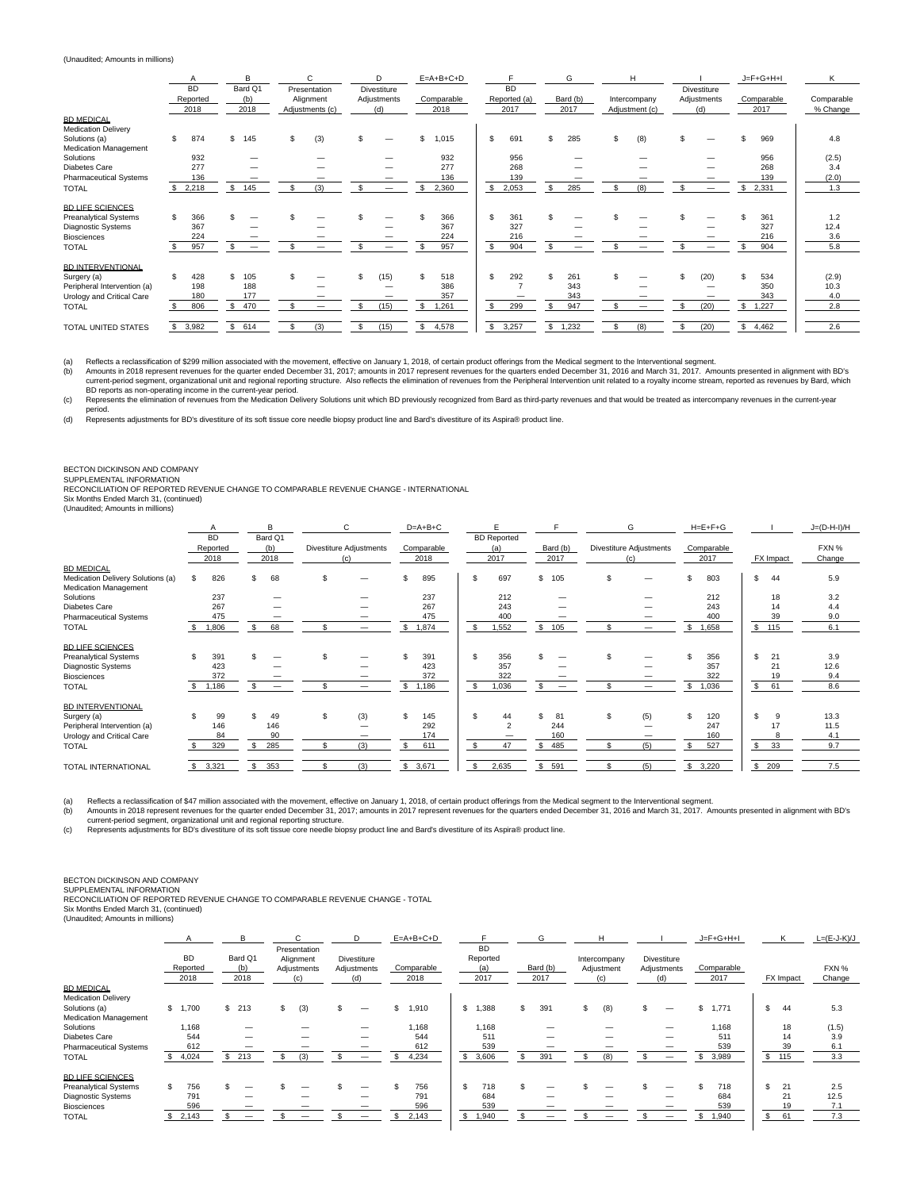(Unaudited; Amounts in millions)

| | A | B | C | D | E=A+B+C+D | F | G | H | I | J=F+G+H+I | K |
|---|---|---|---|---|---|---|---|---|---|---|---|
| | BD Reported 2018 | Bard Q1 (b) 2018 | Presentation Alignment Adjustments (c) | Divestiture Adjustments (d) | Comparable 2018 | BD Reported (a) 2017 | Bard (b) 2017 | Intercompany Adjustment (c) | Divestiture Adjustments (d) | Comparable 2017 | Comparable % Change |
| **BD MEDICAL** | | | | | | | | | | | |
| Medication Delivery Solutions (a) | $ 874 | $ 145 | $ (3) | $ — | $ 1,015 | $ 691 | $ 285 | $ (8) | $ — | $ 969 | 4.8 |
| Medication Management Solutions | 932 | — | — | — | 932 | 956 | — | — | — | 956 | (2.5) |
| Diabetes Care | 277 | — | — | — | 277 | 268 | — | — | — | 268 | 3.4 |
| Pharmaceutical Systems | 136 | — | — | — | 136 | 139 | — | — | — | 139 | (2.0) |
| TOTAL | $ 2,218 | $ 145 | $ (3) | $ — | $ 2,360 | $ 2,053 | $ 285 | $ (8) | $ — | $ 2,331 | 1.3 |
| **BD LIFE SCIENCES** | | | | | | | | | | | |
| Preanalytical Systems | $ 366 | $ — | $ — | $ — | $ 366 | $ 361 | $ — | $ — | $ — | $ 361 | 1.2 |
| Diagnostic Systems | 367 | — | — | — | 367 | 327 | — | — | — | 327 | 12.4 |
| Biosciences | 224 | — | — | — | 224 | 216 | — | — | — | 216 | 3.6 |
| TOTAL | $ 957 | $ — | $ — | $ — | $ 957 | $ 904 | $ — | $ — | $ — | $ 904 | 5.8 |
| **BD INTERVENTIONAL** | | | | | | | | | | | |
| Surgery (a) | $ 428 | $ 105 | $ — | $ (15) | $ 518 | $ 292 | $ 261 | $ — | $ (20) | $ 534 | (2.9) |
| Peripheral Intervention (a) | 198 | 188 | — | — | 386 | 7 | 343 | — | — | 350 | 10.3 |
| Urology and Critical Care | 180 | 177 | — | — | 357 | — | 343 | — | — | 343 | 4.0 |
| TOTAL | $ 806 | $ 470 | $ — | $ (15) | $ 1,261 | $ 299 | $ 947 | $ — | $ (20) | $ 1,227 | 2.8 |
| TOTAL UNITED STATES | $ 3,982 | $ 614 | $ (3) | $ (15) | $ 4,578 | $ 3,257 | $ 1,232 | $ (8) | $ (20) | $ 4,462 | 2.6 |

(a) Reflects a reclassification of $299 million associated with the movement, effective on January 1, 2018, of certain product offerings from the Medical segment to the Interventional segment.

(b) Amounts in 2018 represent revenues for the quarter ended December 31, 2017; amounts in 2017 represent revenues for the quarters ended December 31, 2016 and March 31, 2017. Amounts presented in alignment with BD's current-period segment, organizational unit and regional reporting structure. Also reflects the elimination of revenues from the Peripheral Intervention unit related to a royalty income stream, reported as revenues by Bard, which BD reports as non-operating income in the current-year period.

(c) Represents the elimination of revenues from the Medication Delivery Solutions unit which BD previously recognized from Bard as third-party revenues and that would be treated as intercompany revenues in the current-year period.

(d) Represents adjustments for BD's divestiture of its soft tissue core needle biopsy product line and Bard's divestiture of its Aspira® product line.

BECTON DICKINSON AND COMPANY
SUPPLEMENTAL INFORMATION
RECONCILIATION OF REPORTED REVENUE CHANGE TO COMPARABLE REVENUE CHANGE - INTERNATIONAL
Six Months Ended March 31, (continued)
(Unaudited; Amounts in millions)

| | A | B | C | D=A+B+C | E | F | G | H=E+F+G | I | J=(D-H-I)/H |
|---|---|---|---|---|---|---|---|---|---|---|
| | BD Reported 2018 | Bard Q1 (b) 2018 | Divestiture Adjustments (c) | Comparable 2018 | BD Reported (a) 2017 | Bard (b) 2017 | Divestiture Adjustments (c) | Comparable 2017 | FX Impact | FXN % Change |
| **BD MEDICAL** | | | | | | | | | | |
| Medication Delivery Solutions (a) | $ 826 | $ 68 | $ — | $ 895 | $ 697 | $ 105 | $ — | $ 803 | $ 44 | 5.9 |
| Medication Management Solutions | 237 | — | — | 237 | 212 | — | — | 212 | 18 | 3.2 |
| Diabetes Care | 267 | — | — | 267 | 243 | — | — | 243 | 14 | 4.4 |
| Pharmaceutical Systems | 475 | — | — | 475 | 400 | — | — | 400 | 39 | 9.0 |
| TOTAL | $ 1,806 | $ 68 | $ — | $ 1,874 | $ 1,552 | $ 105 | $ — | $ 1,658 | $ 115 | 6.1 |
| **BD LIFE SCIENCES** | | | | | | | | | | |
| Preanalytical Systems | $ 391 | $ — | $ — | $ 391 | $ 356 | $ — | $ — | $ 356 | $ 21 | 3.9 |
| Diagnostic Systems | 423 | — | — | 423 | 357 | — | — | 357 | 21 | 12.6 |
| Biosciences | 372 | — | — | 372 | 322 | — | — | 322 | 19 | 9.4 |
| TOTAL | $ 1,186 | $ — | $ — | $ 1,186 | $ 1,036 | $ — | $ — | $ 1,036 | $ 61 | 8.6 |
| **BD INTERVENTIONAL** | | | | | | | | | | |
| Surgery (a) | $ 99 | $ 49 | $ (3) | $ 145 | $ 44 | $ 81 | $ (5) | $ 120 | $ 9 | 13.3 |
| Peripheral Intervention (a) | 146 | 146 | — | 292 | 2 | 244 | — | 247 | 17 | 11.5 |
| Urology and Critical Care | 84 | 90 | — | 174 | — | 160 | — | 160 | 8 | 4.1 |
| TOTAL | $ 329 | $ 285 | $ (3) | $ 611 | $ 47 | $ 485 | $ (5) | $ 527 | $ 33 | 9.7 |
| TOTAL INTERNATIONAL | $ 3,321 | $ 353 | $ (3) | $ 3,671 | $ 2,635 | $ 591 | $ (5) | $ 3,220 | $ 209 | 7.5 |

(a) Reflects a reclassification of $47 million associated with the movement, effective on January 1, 2018, of certain product offerings from the Medical segment to the Interventional segment.

(b) Amounts in 2018 represent revenues for the quarter ended December 31, 2017; amounts in 2017 represent revenues for the quarters ended December 31, 2016 and March 31, 2017. Amounts presented in alignment with BD's current-period segment, organizational unit and regional reporting structure.

(c) Represents adjustments for BD's divestiture of its soft tissue core needle biopsy product line and Bard's divestiture of its Aspira® product line.

BECTON DICKINSON AND COMPANY
SUPPLEMENTAL INFORMATION
RECONCILIATION OF REPORTED REVENUE CHANGE TO COMPARABLE REVENUE CHANGE - TOTAL
Six Months Ended March 31, (continued)
(Unaudited; Amounts in millions)

| | A | B | C | D | E=A+B+C+D | F | G | H | I | J=F+G+H+I | K | L=(E-J-K)/J |
|---|---|---|---|---|---|---|---|---|---|---|---|---|
| | BD Reported 2018 | Bard Q1 (b) 2018 | Presentation Alignment Adjustments (c) | Divestiture Adjustments (d) | Comparable 2018 | BD Reported (a) 2017 | Bard (b) 2017 | Intercompany Adjustment (c) | Divestiture Adjustments (d) | Comparable 2017 | FX Impact | FXN % Change |
| **BD MEDICAL** | | | | | | | | | | | | |
| Medication Delivery Solutions (a) | $ 1,700 | $ 213 | $ (3) | $ — | $ 1,910 | $ 1,388 | $ 391 | $ (8) | $ — | $ 1,771 | $ 44 | 5.3 |
| Medication Management Solutions | 1,168 | — | — | — | 1,168 | 1,168 | — | — | — | 1,168 | 18 | (1.5) |
| Diabetes Care | 544 | — | — | — | 544 | 511 | — | — | — | 511 | 14 | 3.9 |
| Pharmaceutical Systems | 612 | — | — | — | 612 | 539 | — | — | — | 539 | 39 | 6.1 |
| TOTAL | $ 4,024 | $ 213 | $ (3) | $ — | $ 4,234 | $ 3,606 | $ 391 | $ (8) | $ — | $ 3,989 | $ 115 | 3.3 |
| **BD LIFE SCIENCES** | | | | | | | | | | | | |
| Preanalytical Systems | $ 756 | $ — | $ — | $ — | $ 756 | $ 718 | $ — | $ — | $ — | $ 718 | $ 21 | 2.5 |
| Diagnostic Systems | 791 | — | — | — | 791 | 684 | — | — | — | 684 | 21 | 12.5 |
| Biosciences | 596 | — | — | — | 596 | 539 | — | — | — | 539 | 19 | 7.1 |
| TOTAL | $ 2,143 | $ — | $ — | $ — | $ 2,143 | $ 1,940 | $ — | $ — | $ — | $ 1,940 | $ 61 | 7.3 |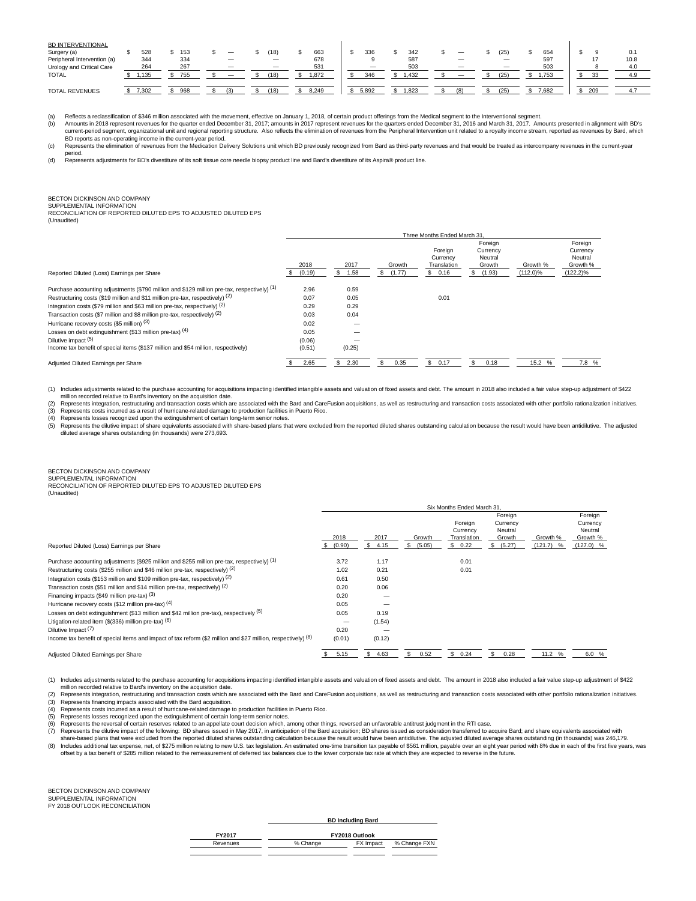| | | | | | | | | | | | | |
|---|---|---|---|---|---|---|---|---|---|---|---|---|
| **BD INTERVENTIONAL** | | | | | | | | | | | | |
| Surgery (a) | $ 528 | $ 153 | $ — | $ (18) | $ 663 | $ 336 | $ 342 | $ — | $ (25) | $ 654 | $ 9 | 0.1 |
| Peripheral Intervention (a) | 344 | 334 | — | — | 678 | 9 | 587 | — | — | 597 | 17 | 10.8 |
| Urology and Critical Care | 264 | 267 | — | — | 531 | — | 503 | — | — | 503 | 8 | 4.0 |
| TOTAL | $ 1,135 | $ 755 | $ — | $ (18) | $ 1,872 | $ 346 | $ 1,432 | $ — | $ (25) | $ 1,753 | $ 33 | 4.9 |
| TOTAL REVENUES | $ 7,302 | $ 968 | $ (3) | $ (18) | $ 8,249 | $ 5,892 | $ 1,823 | $ (8) | $ (25) | $ 7,682 | $ 209 | 4.7 |

(a) Reflects a reclassification of $346 million associated with the movement, effective on January 1, 2018, of certain product offerings from the Medical segment to the Interventional segment.

(b) Amounts in 2018 represent revenues for the quarter ended December 31, 2017; amounts in 2017 represent revenues for the quarters ended December 31, 2016 and March 31, 2017. Amounts presented in alignment with BD's current-period segment, organizational unit and regional reporting structure. Also reflects the elimination of revenues from the Peripheral Intervention unit related to a royalty income stream, reported as revenues by Bard, which BD reports as non-operating income in the current-year period.

(c) Represents the elimination of revenues from the Medication Delivery Solutions unit which BD previously recognized from Bard as third-party revenues and that would be treated as intercompany revenues in the current-year period.

(d) Represents adjustments for BD's divestiture of its soft tissue core needle biopsy product line and Bard's divestiture of its Aspira® product line.

BECTON DICKINSON AND COMPANY
SUPPLEMENTAL INFORMATION
RECONCILIATION OF REPORTED DILUTED EPS TO ADJUSTED DILUTED EPS
(Unaudited)

| | Three Months Ended March 31, | | | | | | |
|---|---|---|---|---|---|---|---|
| | 2018 | 2017 | Growth | Foreign Currency Translation | Foreign Currency Neutral Growth | Growth % | Foreign Currency Neutral Growth % |
| Reported Diluted (Loss) Earnings per Share | $ (0.19) | $ 1.58 | $ (1.77) | $ 0.16 | $ (1.93) | (112.0)% | (122.2)% |
| Purchase accounting adjustments ($790 million and $129 million pre-tax, respectively) (1) | 2.96 | 0.59 | | | | | |
| Restructuring costs ($19 million and $11 million pre-tax, respectively) (2) | 0.07 | 0.05 | | 0.01 | | | |
| Integration costs ($79 million and $63 million pre-tax, respectively) (2) | 0.29 | 0.29 | | | | | |
| Transaction costs ($7 million and $8 million pre-tax, respectively) (2) | 0.03 | 0.04 | | | | | |
| Hurricane recovery costs ($5 million) (3) | 0.02 | — | | | | | |
| Losses on debt extinguishment ($13 million pre-tax) (4) | 0.05 | — | | | | | |
| Dilutive impact (5) | (0.06) | — | | | | | |
| Income tax benefit of special items ($137 million and $54 million, respectively) | (0.51) | (0.25) | | | | | |
| Adjusted Diluted Earnings per Share | $ 2.65 | $ 2.30 | $ 0.35 | $ 0.17 | $ 0.18 | 15.2 % | 7.8 % |

(1) Includes adjustments related to the purchase accounting for acquisitions impacting identified intangible assets and valuation of fixed assets and debt. The amount in 2018 also included a fair value step-up adjustment of $422 million recorded relative to Bard's inventory on the acquisition date.

(2) Represents integration, restructuring and transaction costs which are associated with the Bard and CareFusion acquisitions, as well as restructuring and transaction costs associated with other portfolio rationalization initiatives.

(3) Represents costs incurred as a result of hurricane-related damage to production facilities in Puerto Rico.

(4) Represents losses recognized upon the extinguishment of certain long-term senior notes.

(5) Represents the dilutive impact of share equivalents associated with share-based plans that were excluded from the reported diluted shares outstanding calculation because the result would have been antidilutive. The adjusted diluted average shares outstanding (in thousands) were 273,693.

BECTON DICKINSON AND COMPANY
SUPPLEMENTAL INFORMATION
RECONCILIATION OF REPORTED DILUTED EPS TO ADJUSTED DILUTED EPS
(Unaudited)

| | Six Months Ended March 31, | | | | | | |
|---|---|---|---|---|---|---|---|
| | 2018 | 2017 | Growth | Foreign Currency Translation | Foreign Currency Neutral Growth | Growth % | Foreign Currency Neutral Growth % |
| Reported Diluted (Loss) Earnings per Share | $ (0.90) | $ 4.15 | $ (5.05) | $ 0.22 | $ (5.27) | (121.7) % | (127.0) % |
| Purchase accounting adjustments ($925 million and $255 million pre-tax, respectively) (1) | 3.72 | 1.17 | | 0.01 | | | |
| Restructuring costs ($255 million and $46 million pre-tax, respectively) (2) | 1.02 | 0.21 | | 0.01 | | | |
| Integration costs ($153 million and $109 million pre-tax, respectively) (2) | 0.61 | 0.50 | | | | | |
| Transaction costs ($51 million and $14 million pre-tax, respectively) (2) | 0.20 | 0.06 | | | | | |
| Financing impacts ($49 million pre-tax) (3) | 0.20 | — | | | | | |
| Hurricane recovery costs ($12 million pre-tax) (4) | 0.05 | — | | | | | |
| Losses on debt extinguishment ($13 million and $42 million pre-tax), respectively (5) | 0.05 | 0.19 | | | | | |
| Litigation-related item ($(336) million pre-tax) (6) | — | (1.54) | | | | | |
| Dilutive Impact (7) | 0.20 | — | | | | | |
| Income tax benefit of special items and impact of tax reform ($2 million and $27 million, respectively) (8) | (0.01) | (0.12) | | | | | |
| Adjusted Diluted Earnings per Share | $ 5.15 | $ 4.63 | $ 0.52 | $ 0.24 | $ 0.28 | 11.2 % | 6.0 % |

(1) Includes adjustments related to the purchase accounting for acquisitions impacting identified intangible assets and valuation of fixed assets and debt. The amount in 2018 also included a fair value step-up adjustment of $422 million recorded relative to Bard's inventory on the acquisition date.

(2) Represents integration, restructuring and transaction costs which are associated with the Bard and CareFusion acquisitions, as well as restructuring and transaction costs associated with other portfolio rationalization initiatives.

(3) Represents financing impacts associated with the Bard acquisition.

(4) Represents costs incurred as a result of hurricane-related damage to production facilities in Puerto Rico.

(5) Represents losses recognized upon the extinguishment of certain long-term senior notes.

(6) Represents the reversal of certain reserves related to an appellate court decision which, among other things, reversed an unfavorable antitrust judgment in the RTI case.

(7) Represents the dilutive impact of the following: BD shares issued in May 2017, in anticipation of the Bard acquisition; BD shares issued as consideration transferred to acquire Bard; and share equivalents associated with share-based plans that were excluded from the reported diluted shares outstanding calculation because the result would have been antidilutive. The adjusted diluted average shares outstanding (in thousands) was 246,179.

(8) Includes additional tax expense, net, of $275 million relating to new U.S. tax legislation. An estimated one-time transition tax payable of $561 million, payable over an eight year period with 8% due in each of the first five years, was offset by a tax benefit of $285 million related to the remeasurement of deferred tax balances due to the lower corporate tax rate at which they are expected to reverse in the future.

BECTON DICKINSON AND COMPANY
SUPPLEMENTAL INFORMATION
FY 2018 OUTLOOK RECONCILIATION

| | **BD Including Bard** | | |
|---|---|---|---|
| **FY2017** | **FY2018 Outlook** | | |
| Revenues | % Change | FX Impact | % Change FXN |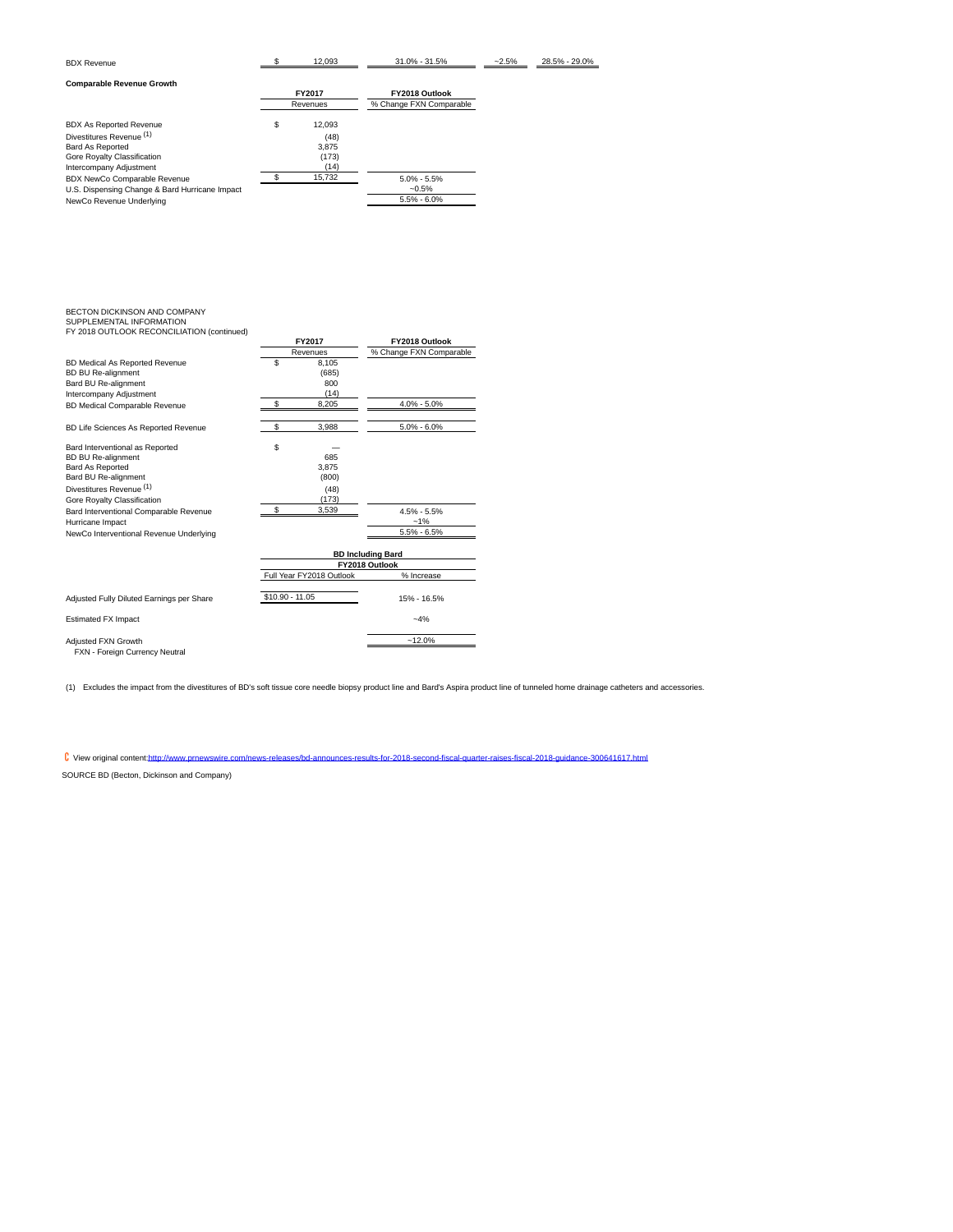| | | | | |
|---|---|---|---|---|
| BDX Revenue | $ 12,093 | 31.0% - 31.5% | ~2.5% | 28.5% - 29.0% |

**Comparable Revenue Growth**

| | FY2017 Revenues | FY2018 Outlook % Change FXN Comparable |
|---|---|---|
| BDX As Reported Revenue | $ 12,093 | |
| Divestitures Revenue [(1)] | (48) | |
| Bard As Reported | 3,875 | |
| Gore Royalty Classification | (173) | |
| Intercompany Adjustment | (14) | |
| BDX NewCo Comparable Revenue | $ 15,732 | 5.0% - 5.5% |
| U.S. Dispensing Change & Bard Hurricane Impact | | ~0.5% |
| NewCo Revenue Underlying | | 5.5% - 6.0% |

BECTON DICKINSON AND COMPANY
SUPPLEMENTAL INFORMATION
FY 2018 OUTLOOK RECONCILIATION (continued)

| | FY2017 Revenues | FY2018 Outlook % Change FXN Comparable |
|---|---|---|
| BD Medical As Reported Revenue | $ 8,105 | |
| BD BU Re-alignment | (685) | |
| Bard BU Re-alignment | 800 | |
| Intercompany Adjustment | (14) | |
| BD Medical Comparable Revenue | $ 8,205 | 4.0% - 5.0% |
| | | |
| BD Life Sciences As Reported Revenue | $ 3,988 | 5.0% - 6.0% |
| | | |
| Bard Interventional as Reported | $ — | |
| BD BU Re-alignment | 685 | |
| Bard As Reported | 3,875 | |
| Bard BU Re-alignment | (800) | |
| Divestitures Revenue [(1)] | (48) | |
| Gore Royalty Classification | (173) | |
| Bard Interventional Comparable Revenue | $ 3,539 | 4.5% - 5.5% |
| Hurricane Impact | | ~1% |
| NewCo Interventional Revenue Underlying | | 5.5% - 6.5% |

| | BD Including Bard FY2018 Outlook | |
|---|---|---|
| | Full Year FY2018 Outlook | % Increase |
| Adjusted Fully Diluted Earnings per Share | $10.90 - 11.05 | 15% - 16.5% |
| Estimated FX Impact | | ~4% |
| Adjusted FXN Growth | | ~12.0% |

FXN - Foreign Currency Neutral

(1) Excludes the impact from the divestitures of BD's soft tissue core needle biopsy product line and Bard's Aspira product line of tunneled home drainage catheters and accessories.

View original content:http://www.prnewswire.com/news-releases/bd-announces-results-for-2018-second-fiscal-quarter-raises-fiscal-2018-guidance-300641617.html

SOURCE BD (Becton, Dickinson and Company)